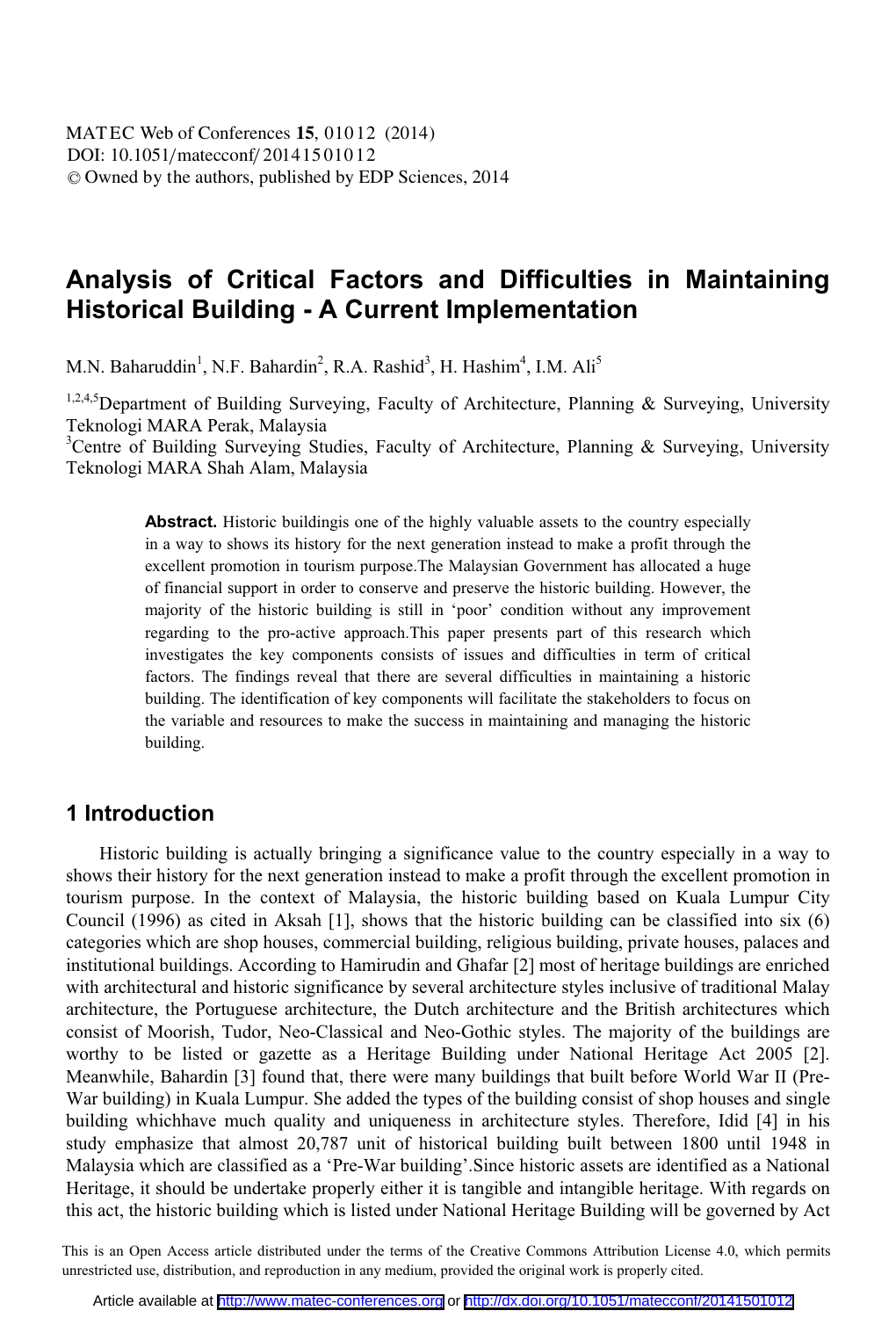# Analysis of Critical Factors and Difficulties in Maintaining Historical Building - A Current Implementation

M.N. Baharuddin[1], N.F. Bahardin[2], R.A. Rashid[3], H. Hashim[4], I.M. Ali[5]

[1,2,4,5]Department of Building Surveying, Faculty of Architecture, Planning & Surveying, University Teknologi MARA Perak, Malaysia
[3]Centre of Building Surveying Studies, Faculty of Architecture, Planning & Surveying, University Teknologi MARA Shah Alam, Malaysia

**Abstract.** Historic buildingis one of the highly valuable assets to the country especially in a way to shows its history for the next generation instead to make a profit through the excellent promotion in tourism purpose.The Malaysian Government has allocated a huge of financial support in order to conserve and preserve the historic building. However, the majority of the historic building is still in 'poor' condition without any improvement regarding to the pro-active approach.This paper presents part of this research which investigates the key components consists of issues and difficulties in term of critical factors. The findings reveal that there are several difficulties in maintaining a historic building. The identification of key components will facilitate the stakeholders to focus on the variable and resources to make the success in maintaining and managing the historic building.

## 1 Introduction

Historic building is actually bringing a significance value to the country especially in a way to shows their history for the next generation instead to make a profit through the excellent promotion in tourism purpose. In the context of Malaysia, the historic building based on Kuala Lumpur City Council (1996) as cited in Aksah [1], shows that the historic building can be classified into six (6) categories which are shop houses, commercial building, religious building, private houses, palaces and institutional buildings. According to Hamirudin and Ghafar [2] most of heritage buildings are enriched with architectural and historic significance by several architecture styles inclusive of traditional Malay architecture, the Portuguese architecture, the Dutch architecture and the British architectures which consist of Moorish, Tudor, Neo-Classical and Neo-Gothic styles. The majority of the buildings are worthy to be listed or gazette as a Heritage Building under National Heritage Act 2005 [2]. Meanwhile, Bahardin [3] found that, there were many buildings that built before World War II (Pre-War building) in Kuala Lumpur. She added the types of the building consist of shop houses and single building whichhave much quality and uniqueness in architecture styles. Therefore, Idid [4] in his study emphasize that almost 20,787 unit of historical building built between 1800 until 1948 in Malaysia which are classified as a 'Pre-War building'.Since historic assets are identified as a National Heritage, it should be undertake properly either it is tangible and intangible heritage. With regards on this act, the historic building which is listed under National Heritage Building will be governed by Act

This is an Open Access article distributed under the terms of the Creative Commons Attribution License 4.0, which permits unrestricted use, distribution, and reproduction in any medium, provided the original work is properly cited.

Article available at http://www.matec-conferences.org or http://dx.doi.org/10.1051/matecconf/20141501012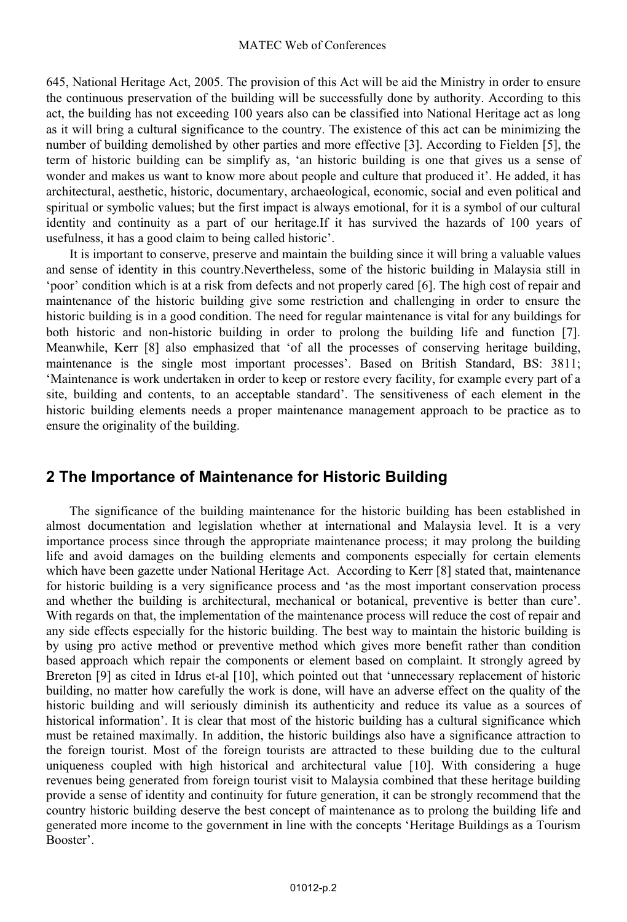645, National Heritage Act, 2005. The provision of this Act will be aid the Ministry in order to ensure the continuous preservation of the building will be successfully done by authority. According to this act, the building has not exceeding 100 years also can be classified into National Heritage act as long as it will bring a cultural significance to the country. The existence of this act can be minimizing the number of building demolished by other parties and more effective [3]. According to Fielden [5], the term of historic building can be simplify as, 'an historic building is one that gives us a sense of wonder and makes us want to know more about people and culture that produced it'. He added, it has architectural, aesthetic, historic, documentary, archaeological, economic, social and even political and spiritual or symbolic values; but the first impact is always emotional, for it is a symbol of our cultural identity and continuity as a part of our heritage.If it has survived the hazards of 100 years of usefulness, it has a good claim to being called historic'.

It is important to conserve, preserve and maintain the building since it will bring a valuable values and sense of identity in this country.Nevertheless, some of the historic building in Malaysia still in 'poor' condition which is at a risk from defects and not properly cared [6]. The high cost of repair and maintenance of the historic building give some restriction and challenging in order to ensure the historic building is in a good condition. The need for regular maintenance is vital for any buildings for both historic and non-historic building in order to prolong the building life and function [7]. Meanwhile, Kerr [8] also emphasized that 'of all the processes of conserving heritage building, maintenance is the single most important processes'. Based on British Standard, BS: 3811; 'Maintenance is work undertaken in order to keep or restore every facility, for example every part of a site, building and contents, to an acceptable standard'. The sensitiveness of each element in the historic building elements needs a proper maintenance management approach to be practice as to ensure the originality of the building.

## 2 The Importance of Maintenance for Historic Building

The significance of the building maintenance for the historic building has been established in almost documentation and legislation whether at international and Malaysia level. It is a very importance process since through the appropriate maintenance process; it may prolong the building life and avoid damages on the building elements and components especially for certain elements which have been gazette under National Heritage Act. According to Kerr [8] stated that, maintenance for historic building is a very significance process and 'as the most important conservation process and whether the building is architectural, mechanical or botanical, preventive is better than cure'. With regards on that, the implementation of the maintenance process will reduce the cost of repair and any side effects especially for the historic building. The best way to maintain the historic building is by using pro active method or preventive method which gives more benefit rather than condition based approach which repair the components or element based on complaint. It strongly agreed by Brereton [9] as cited in Idrus et-al [10], which pointed out that 'unnecessary replacement of historic building, no matter how carefully the work is done, will have an adverse effect on the quality of the historic building and will seriously diminish its authenticity and reduce its value as a sources of historical information'. It is clear that most of the historic building has a cultural significance which must be retained maximally. In addition, the historic buildings also have a significance attraction to the foreign tourist. Most of the foreign tourists are attracted to these building due to the cultural uniqueness coupled with high historical and architectural value [10]. With considering a huge revenues being generated from foreign tourist visit to Malaysia combined that these heritage building provide a sense of identity and continuity for future generation, it can be strongly recommend that the country historic building deserve the best concept of maintenance as to prolong the building life and generated more income to the government in line with the concepts 'Heritage Buildings as a Tourism Booster'.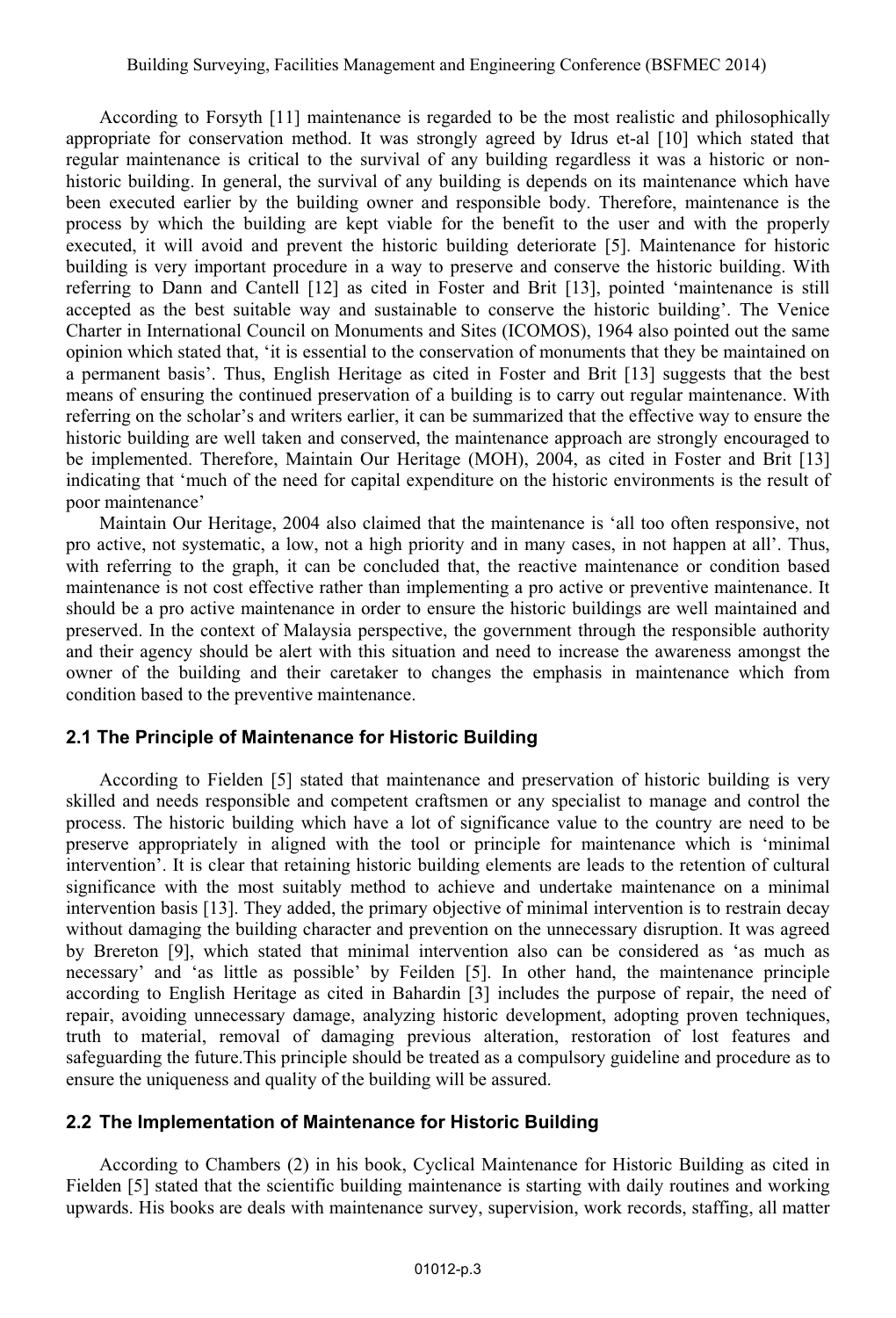According to Forsyth [11] maintenance is regarded to be the most realistic and philosophically appropriate for conservation method. It was strongly agreed by Idrus et-al [10] which stated that regular maintenance is critical to the survival of any building regardless it was a historic or non-historic building. In general, the survival of any building is depends on its maintenance which have been executed earlier by the building owner and responsible body. Therefore, maintenance is the process by which the building are kept viable for the benefit to the user and with the properly executed, it will avoid and prevent the historic building deteriorate [5]. Maintenance for historic building is very important procedure in a way to preserve and conserve the historic building. With referring to Dann and Cantell [12] as cited in Foster and Brit [13], pointed 'maintenance is still accepted as the best suitable way and sustainable to conserve the historic building'. The Venice Charter in International Council on Monuments and Sites (ICOMOS), 1964 also pointed out the same opinion which stated that, 'it is essential to the conservation of monuments that they be maintained on a permanent basis'. Thus, English Heritage as cited in Foster and Brit [13] suggests that the best means of ensuring the continued preservation of a building is to carry out regular maintenance. With referring on the scholar's and writers earlier, it can be summarized that the effective way to ensure the historic building are well taken and conserved, the maintenance approach are strongly encouraged to be implemented. Therefore, Maintain Our Heritage (MOH), 2004, as cited in Foster and Brit [13] indicating that 'much of the need for capital expenditure on the historic environments is the result of poor maintenance'

Maintain Our Heritage, 2004 also claimed that the maintenance is 'all too often responsive, not pro active, not systematic, a low, not a high priority and in many cases, in not happen at all'. Thus, with referring to the graph, it can be concluded that, the reactive maintenance or condition based maintenance is not cost effective rather than implementing a pro active or preventive maintenance. It should be a pro active maintenance in order to ensure the historic buildings are well maintained and preserved. In the context of Malaysia perspective, the government through the responsible authority and their agency should be alert with this situation and need to increase the awareness amongst the owner of the building and their caretaker to changes the emphasis in maintenance which from condition based to the preventive maintenance.

### 2.1 The Principle of Maintenance for Historic Building

According to Fielden [5] stated that maintenance and preservation of historic building is very skilled and needs responsible and competent craftsmen or any specialist to manage and control the process. The historic building which have a lot of significance value to the country are need to be preserve appropriately in aligned with the tool or principle for maintenance which is 'minimal intervention'. It is clear that retaining historic building elements are leads to the retention of cultural significance with the most suitably method to achieve and undertake maintenance on a minimal intervention basis [13]. They added, the primary objective of minimal intervention is to restrain decay without damaging the building character and prevention on the unnecessary disruption. It was agreed by Brereton [9], which stated that minimal intervention also can be considered as 'as much as necessary' and 'as little as possible' by Feilden [5]. In other hand, the maintenance principle according to English Heritage as cited in Bahardin [3] includes the purpose of repair, the need of repair, avoiding unnecessary damage, analyzing historic development, adopting proven techniques, truth to material, removal of damaging previous alteration, restoration of lost features and safeguarding the future.This principle should be treated as a compulsory guideline and procedure as to ensure the uniqueness and quality of the building will be assured.

### 2.2 The Implementation of Maintenance for Historic Building

According to Chambers (2) in his book, Cyclical Maintenance for Historic Building as cited in Fielden [5] stated that the scientific building maintenance is starting with daily routines and working upwards. His books are deals with maintenance survey, supervision, work records, staffing, all matter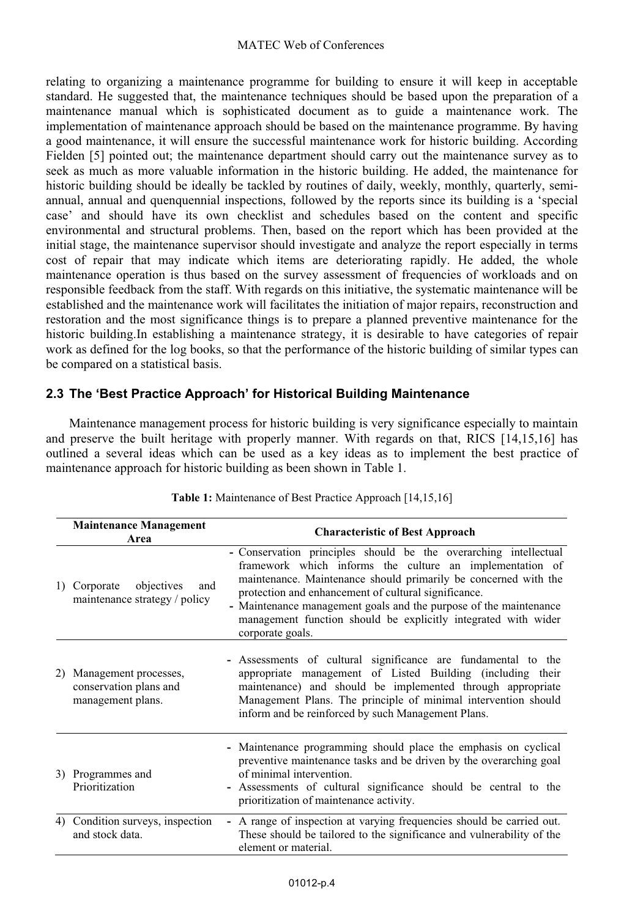relating to organizing a maintenance programme for building to ensure it will keep in acceptable standard. He suggested that, the maintenance techniques should be based upon the preparation of a maintenance manual which is sophisticated document as to guide a maintenance work. The implementation of maintenance approach should be based on the maintenance programme. By having a good maintenance, it will ensure the successful maintenance work for historic building. According Fielden [5] pointed out; the maintenance department should carry out the maintenance survey as to seek as much as more valuable information in the historic building. He added, the maintenance for historic building should be ideally be tackled by routines of daily, weekly, monthly, quarterly, semi-annual, annual and quenquennial inspections, followed by the reports since its building is a 'special case' and should have its own checklist and schedules based on the content and specific environmental and structural problems. Then, based on the report which has been provided at the initial stage, the maintenance supervisor should investigate and analyze the report especially in terms cost of repair that may indicate which items are deteriorating rapidly. He added, the whole maintenance operation is thus based on the survey assessment of frequencies of workloads and on responsible feedback from the staff. With regards on this initiative, the systematic maintenance will be established and the maintenance work will facilitates the initiation of major repairs, reconstruction and restoration and the most significance things is to prepare a planned preventive maintenance for the historic building.In establishing a maintenance strategy, it is desirable to have categories of repair work as defined for the log books, so that the performance of the historic building of similar types can be compared on a statistical basis.

## 2.3 The 'Best Practice Approach' for Historical Building Maintenance

Maintenance management process for historic building is very significance especially to maintain and preserve the built heritage with properly manner. With regards on that, RICS [14,15,16] has outlined a several ideas which can be used as a key ideas as to implement the best practice of maintenance approach for historic building as been shown in Table 1.

**Table 1:** Maintenance of Best Practice Approach [14,15,16]

| Maintenance Management Area | Characteristic of Best Approach |
|---|---|
| 1) Corporate objectives and maintenance strategy / policy | - Conservation principles should be the overarching intellectual framework which informs the culture an implementation of maintenance. Maintenance should primarily be concerned with the protection and enhancement of cultural significance.<br>- Maintenance management goals and the purpose of the maintenance management function should be explicitly integrated with wider corporate goals. |
| 2) Management processes, conservation plans and management plans. | - Assessments of cultural significance are fundamental to the appropriate management of Listed Building (including their maintenance) and should be implemented through appropriate Management Plans. The principle of minimal intervention should inform and be reinforced by such Management Plans. |
| 3) Programmes and Prioritization | - Maintenance programming should place the emphasis on cyclical preventive maintenance tasks and be driven by the overarching goal of minimal intervention.<br>- Assessments of cultural significance should be central to the prioritization of maintenance activity. |
| 4) Condition surveys, inspection and stock data. | - A range of inspection at varying frequencies should be carried out. These should be tailored to the significance and vulnerability of the element or material. |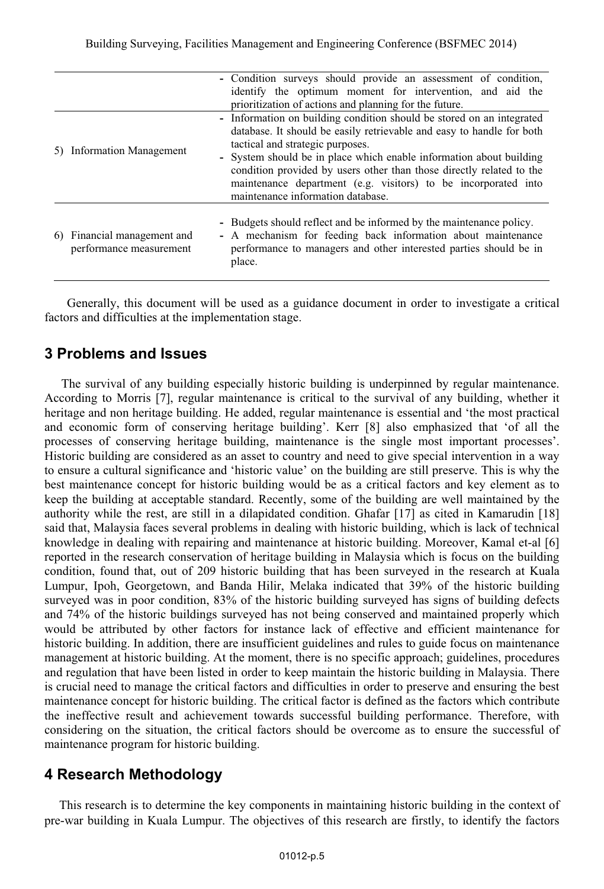| | |
|---|---|
| | - Condition surveys should provide an assessment of condition, identify the optimum moment for intervention, and aid the prioritization of actions and planning for the future. |
| 5) Information Management | - Information on building condition should be stored on an integrated database. It should be easily retrievable and easy to handle for both tactical and strategic purposes.<br>- System should be in place which enable information about building condition provided by users other than those directly related to the maintenance department (e.g. visitors) to be incorporated into maintenance information database. |
| 6) Financial management and performance measurement | - Budgets should reflect and be informed by the maintenance policy.<br>- A mechanism for feeding back information about maintenance performance to managers and other interested parties should be in place. |

Generally, this document will be used as a guidance document in order to investigate a critical factors and difficulties at the implementation stage.

## 3 Problems and Issues

The survival of any building especially historic building is underpinned by regular maintenance. According to Morris [7], regular maintenance is critical to the survival of any building, whether it heritage and non heritage building. He added, regular maintenance is essential and 'the most practical and economic form of conserving heritage building'. Kerr [8] also emphasized that 'of all the processes of conserving heritage building, maintenance is the single most important processes'. Historic building are considered as an asset to country and need to give special intervention in a way to ensure a cultural significance and 'historic value' on the building are still preserve. This is why the best maintenance concept for historic building would be as a critical factors and key element as to keep the building at acceptable standard. Recently, some of the building are well maintained by the authority while the rest, are still in a dilapidated condition. Ghafar [17] as cited in Kamarudin [18] said that, Malaysia faces several problems in dealing with historic building, which is lack of technical knowledge in dealing with repairing and maintenance at historic building. Moreover, Kamal et-al [6] reported in the research conservation of heritage building in Malaysia which is focus on the building condition, found that, out of 209 historic building that has been surveyed in the research at Kuala Lumpur, Ipoh, Georgetown, and Banda Hilir, Melaka indicated that 39% of the historic building surveyed was in poor condition, 83% of the historic building surveyed has signs of building defects and 74% of the historic buildings surveyed has not being conserved and maintained properly which would be attributed by other factors for instance lack of effective and efficient maintenance for historic building. In addition, there are insufficient guidelines and rules to guide focus on maintenance management at historic building. At the moment, there is no specific approach; guidelines, procedures and regulation that have been listed in order to keep maintain the historic building in Malaysia. There is crucial need to manage the critical factors and difficulties in order to preserve and ensuring the best maintenance concept for historic building. The critical factor is defined as the factors which contribute the ineffective result and achievement towards successful building performance. Therefore, with considering on the situation, the critical factors should be overcome as to ensure the successful of maintenance program for historic building.

## 4 Research Methodology

This research is to determine the key components in maintaining historic building in the context of pre-war building in Kuala Lumpur. The objectives of this research are firstly, to identify the factors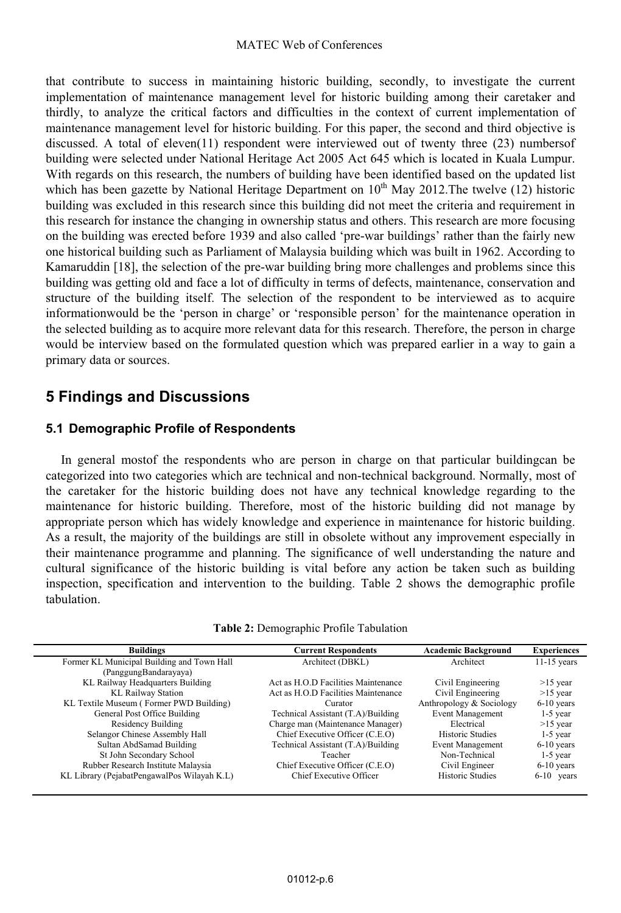that contribute to success in maintaining historic building, secondly, to investigate the current implementation of maintenance management level for historic building among their caretaker and thirdly, to analyze the critical factors and difficulties in the context of current implementation of maintenance management level for historic building. For this paper, the second and third objective is discussed. A total of eleven(11) respondent were interviewed out of twenty three (23) numbersof building were selected under National Heritage Act 2005 Act 645 which is located in Kuala Lumpur. With regards on this research, the numbers of building have been identified based on the updated list which has been gazette by National Heritage Department on 10th May 2012.The twelve (12) historic building was excluded in this research since this building did not meet the criteria and requirement in this research for instance the changing in ownership status and others. This research are more focusing on the building was erected before 1939 and also called 'pre-war buildings' rather than the fairly new one historical building such as Parliament of Malaysia building which was built in 1962. According to Kamaruddin [18], the selection of the pre-war building bring more challenges and problems since this building was getting old and face a lot of difficulty in terms of defects, maintenance, conservation and structure of the building itself. The selection of the respondent to be interviewed as to acquire informationwould be the 'person in charge' or 'responsible person' for the maintenance operation in the selected building as to acquire more relevant data for this research. Therefore, the person in charge would be interview based on the formulated question which was prepared earlier in a way to gain a primary data or sources.

# 5 Findings and Discussions

## 5.1 Demographic Profile of Respondents

In general mostof the respondents who are person in charge on that particular buildingcan be categorized into two categories which are technical and non-technical background. Normally, most of the caretaker for the historic building does not have any technical knowledge regarding to the maintenance for historic building. Therefore, most of the historic building did not manage by appropriate person which has widely knowledge and experience in maintenance for historic building. As a result, the majority of the buildings are still in obsolete without any improvement especially in their maintenance programme and planning. The significance of well understanding the nature and cultural significance of the historic building is vital before any action be taken such as building inspection, specification and intervention to the building. Table 2 shows the demographic profile tabulation.

**Table 2:** Demographic Profile Tabulation

| Buildings | Current Respondents | Academic Background | Experiences |
|---|---|---|---|
| Former KL Municipal Building and Town Hall (PanggungBandarayaya) | Architect (DBKL) | Architect | 11-15 years |
| KL Railway Headquarters Building | Act as H.O.D Facilities Maintenance | Civil Engineering | >15 year |
| KL Railway Station | Act as H.O.D Facilities Maintenance | Civil Engineering | >15 year |
| KL Textile Museum ( Former PWD Building) | Curator | Anthropology & Sociology | 6-10 years |
| General Post Office Building | Technical Assistant (T.A)/Building | Event Management | 1-5 year |
| Residency Building | Charge man (Maintenance Manager) | Electrical | >15 year |
| Selangor Chinese Assembly Hall | Chief Executive Officer (C.E.O) | Historic Studies | 1-5 year |
| Sultan AbdSamad Building | Technical Assistant (T.A)/Building | Event Management | 6-10 years |
| St John Secondary School | Teacher | Non-Technical | 1-5 year |
| Rubber Research Institute Malaysia | Chief Executive Officer (C.E.O) | Civil Engineer | 6-10 years |
| KL Library (PejabatPengawalPos Wilayah K.L) | Chief Executive Officer | Historic Studies | 6-10 years |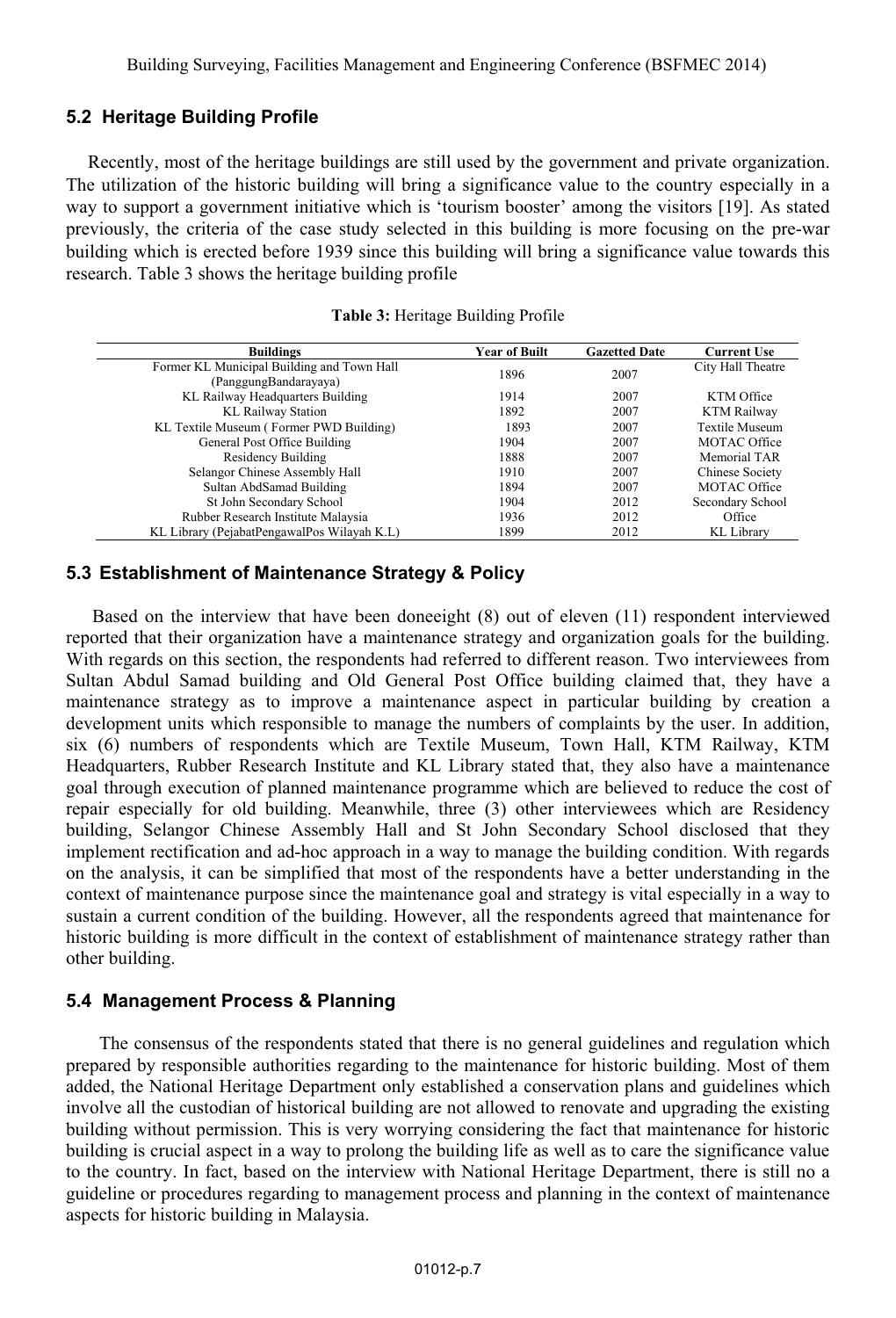### 5.2 Heritage Building Profile

Recently, most of the heritage buildings are still used by the government and private organization. The utilization of the historic building will bring a significance value to the country especially in a way to support a government initiative which is 'tourism booster' among the visitors [19]. As stated previously, the criteria of the case study selected in this building is more focusing on the pre-war building which is erected before 1939 since this building will bring a significance value towards this research. Table 3 shows the heritage building profile

**Table 3:** Heritage Building Profile

| Buildings | Year of Built | Gazetted Date | Current Use |
|---|---|---|---|
| Former KL Municipal Building and Town Hall (PanggungBandarayaya) | 1896 | 2007 | City Hall Theatre |
| KL Railway Headquarters Building | 1914 | 2007 | KTM Office |
| KL Railway Station | 1892 | 2007 | KTM Railway |
| KL Textile Museum ( Former PWD Building) | 1893 | 2007 | Textile Museum |
| General Post Office Building | 1904 | 2007 | MOTAC Office |
| Residency Building | 1888 | 2007 | Memorial TAR |
| Selangor Chinese Assembly Hall | 1910 | 2007 | Chinese Society |
| Sultan AbdSamad Building | 1894 | 2007 | MOTAC Office |
| St John Secondary School | 1904 | 2012 | Secondary School |
| Rubber Research Institute Malaysia | 1936 | 2012 | Office |
| KL Library (PejabatPengawalPos Wilayah K.L) | 1899 | 2012 | KL Library |

### 5.3 Establishment of Maintenance Strategy & Policy

Based on the interview that have been doneeight (8) out of eleven (11) respondent interviewed reported that their organization have a maintenance strategy and organization goals for the building. With regards on this section, the respondents had referred to different reason. Two interviewees from Sultan Abdul Samad building and Old General Post Office building claimed that, they have a maintenance strategy as to improve a maintenance aspect in particular building by creation a development units which responsible to manage the numbers of complaints by the user. In addition, six (6) numbers of respondents which are Textile Museum, Town Hall, KTM Railway, KTM Headquarters, Rubber Research Institute and KL Library stated that, they also have a maintenance goal through execution of planned maintenance programme which are believed to reduce the cost of repair especially for old building. Meanwhile, three (3) other interviewees which are Residency building, Selangor Chinese Assembly Hall and St John Secondary School disclosed that they implement rectification and ad-hoc approach in a way to manage the building condition. With regards on the analysis, it can be simplified that most of the respondents have a better understanding in the context of maintenance purpose since the maintenance goal and strategy is vital especially in a way to sustain a current condition of the building. However, all the respondents agreed that maintenance for historic building is more difficult in the context of establishment of maintenance strategy rather than other building.

### 5.4 Management Process & Planning

The consensus of the respondents stated that there is no general guidelines and regulation which prepared by responsible authorities regarding to the maintenance for historic building. Most of them added, the National Heritage Department only established a conservation plans and guidelines which involve all the custodian of historical building are not allowed to renovate and upgrading the existing building without permission. This is very worrying considering the fact that maintenance for historic building is crucial aspect in a way to prolong the building life as well as to care the significance value to the country. In fact, based on the interview with National Heritage Department, there is still no a guideline or procedures regarding to management process and planning in the context of maintenance aspects for historic building in Malaysia.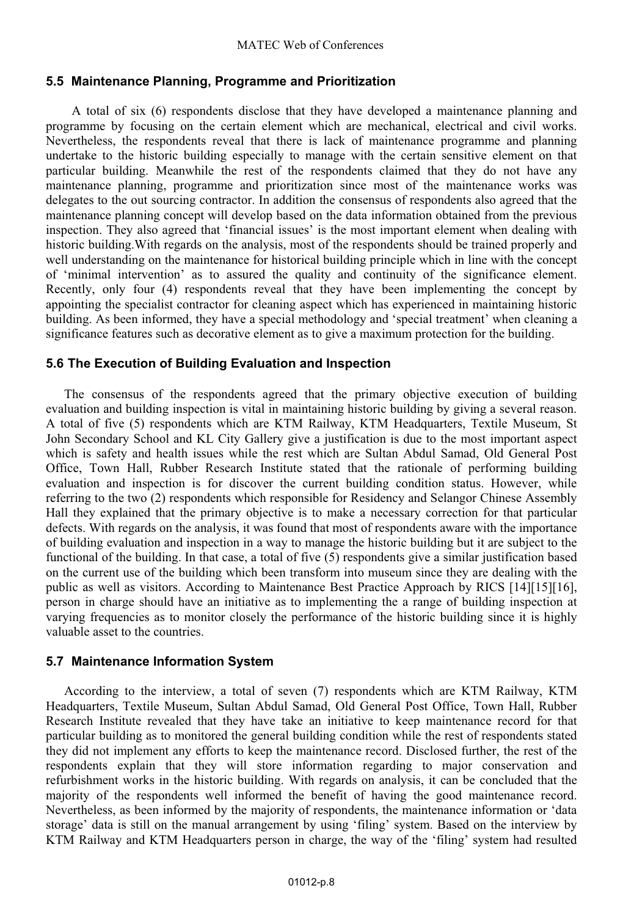### 5.5 Maintenance Planning, Programme and Prioritization

A total of six (6) respondents disclose that they have developed a maintenance planning and programme by focusing on the certain element which are mechanical, electrical and civil works. Nevertheless, the respondents reveal that there is lack of maintenance programme and planning undertake to the historic building especially to manage with the certain sensitive element on that particular building. Meanwhile the rest of the respondents claimed that they do not have any maintenance planning, programme and prioritization since most of the maintenance works was delegates to the out sourcing contractor. In addition the consensus of respondents also agreed that the maintenance planning concept will develop based on the data information obtained from the previous inspection. They also agreed that 'financial issues' is the most important element when dealing with historic building.With regards on the analysis, most of the respondents should be trained properly and well understanding on the maintenance for historical building principle which in line with the concept of 'minimal intervention' as to assured the quality and continuity of the significance element. Recently, only four (4) respondents reveal that they have been implementing the concept by appointing the specialist contractor for cleaning aspect which has experienced in maintaining historic building. As been informed, they have a special methodology and 'special treatment' when cleaning a significance features such as decorative element as to give a maximum protection for the building.

### 5.6 The Execution of Building Evaluation and Inspection

The consensus of the respondents agreed that the primary objective execution of building evaluation and building inspection is vital in maintaining historic building by giving a several reason. A total of five (5) respondents which are KTM Railway, KTM Headquarters, Textile Museum, St John Secondary School and KL City Gallery give a justification is due to the most important aspect which is safety and health issues while the rest which are Sultan Abdul Samad, Old General Post Office, Town Hall, Rubber Research Institute stated that the rationale of performing building evaluation and inspection is for discover the current building condition status. However, while referring to the two (2) respondents which responsible for Residency and Selangor Chinese Assembly Hall they explained that the primary objective is to make a necessary correction for that particular defects. With regards on the analysis, it was found that most of respondents aware with the importance of building evaluation and inspection in a way to manage the historic building but it are subject to the functional of the building. In that case, a total of five (5) respondents give a similar justification based on the current use of the building which been transform into museum since they are dealing with the public as well as visitors. According to Maintenance Best Practice Approach by RICS [14][15][16], person in charge should have an initiative as to implementing the a range of building inspection at varying frequencies as to monitor closely the performance of the historic building since it is highly valuable asset to the countries.

### 5.7 Maintenance Information System

According to the interview, a total of seven (7) respondents which are KTM Railway, KTM Headquarters, Textile Museum, Sultan Abdul Samad, Old General Post Office, Town Hall, Rubber Research Institute revealed that they have take an initiative to keep maintenance record for that particular building as to monitored the general building condition while the rest of respondents stated they did not implement any efforts to keep the maintenance record. Disclosed further, the rest of the respondents explain that they will store information regarding to major conservation and refurbishment works in the historic building. With regards on analysis, it can be concluded that the majority of the respondents well informed the benefit of having the good maintenance record. Nevertheless, as been informed by the majority of respondents, the maintenance information or 'data storage' data is still on the manual arrangement by using 'filing' system. Based on the interview by KTM Railway and KTM Headquarters person in charge, the way of the 'filing' system had resulted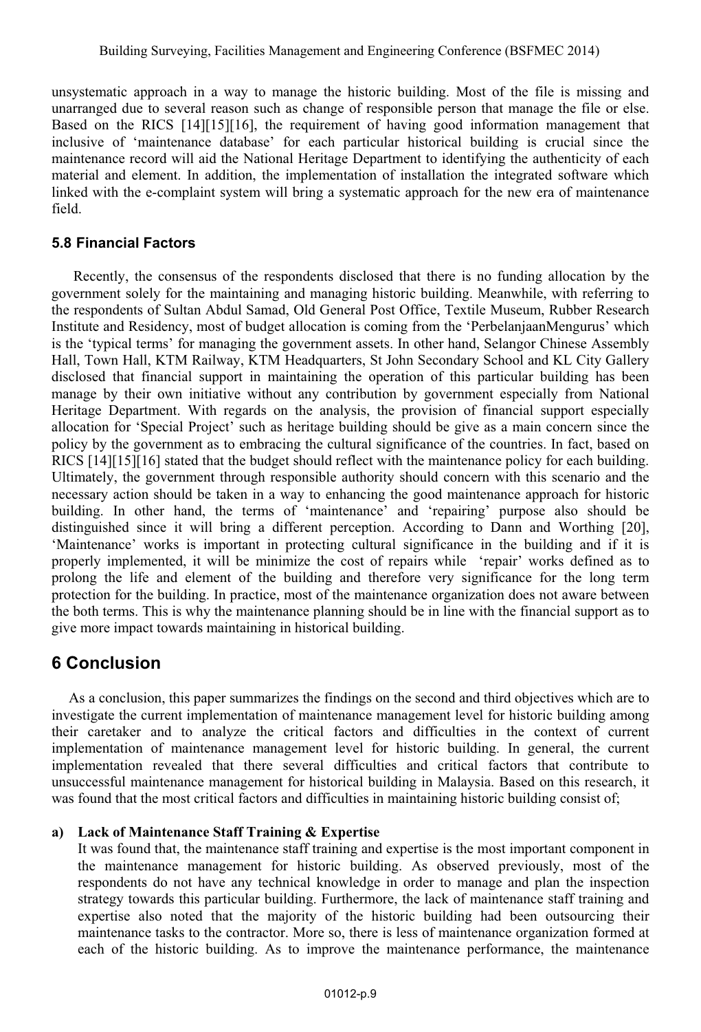unsystematic approach in a way to manage the historic building. Most of the file is missing and unarranged due to several reason such as change of responsible person that manage the file or else. Based on the RICS [14][15][16], the requirement of having good information management that inclusive of 'maintenance database' for each particular historical building is crucial since the maintenance record will aid the National Heritage Department to identifying the authenticity of each material and element. In addition, the implementation of installation the integrated software which linked with the e-complaint system will bring a systematic approach for the new era of maintenance field.

### 5.8 Financial Factors

Recently, the consensus of the respondents disclosed that there is no funding allocation by the government solely for the maintaining and managing historic building. Meanwhile, with referring to the respondents of Sultan Abdul Samad, Old General Post Office, Textile Museum, Rubber Research Institute and Residency, most of budget allocation is coming from the 'PerbelanjaanMengurus' which is the 'typical terms' for managing the government assets. In other hand, Selangor Chinese Assembly Hall, Town Hall, KTM Railway, KTM Headquarters, St John Secondary School and KL City Gallery disclosed that financial support in maintaining the operation of this particular building has been manage by their own initiative without any contribution by government especially from National Heritage Department. With regards on the analysis, the provision of financial support especially allocation for 'Special Project' such as heritage building should be give as a main concern since the policy by the government as to embracing the cultural significance of the countries. In fact, based on RICS [14][15][16] stated that the budget should reflect with the maintenance policy for each building. Ultimately, the government through responsible authority should concern with this scenario and the necessary action should be taken in a way to enhancing the good maintenance approach for historic building. In other hand, the terms of 'maintenance' and 'repairing' purpose also should be distinguished since it will bring a different perception. According to Dann and Worthing [20], 'Maintenance' works is important in protecting cultural significance in the building and if it is properly implemented, it will be minimize the cost of repairs while 'repair' works defined as to prolong the life and element of the building and therefore very significance for the long term protection for the building. In practice, most of the maintenance organization does not aware between the both terms. This is why the maintenance planning should be in line with the financial support as to give more impact towards maintaining in historical building.

## 6 Conclusion

As a conclusion, this paper summarizes the findings on the second and third objectives which are to investigate the current implementation of maintenance management level for historic building among their caretaker and to analyze the critical factors and difficulties in the context of current implementation of maintenance management level for historic building. In general, the current implementation revealed that there several difficulties and critical factors that contribute to unsuccessful maintenance management for historical building in Malaysia. Based on this research, it was found that the most critical factors and difficulties in maintaining historic building consist of;

**a) Lack of Maintenance Staff Training & Expertise**

It was found that, the maintenance staff training and expertise is the most important component in the maintenance management for historic building. As observed previously, most of the respondents do not have any technical knowledge in order to manage and plan the inspection strategy towards this particular building. Furthermore, the lack of maintenance staff training and expertise also noted that the majority of the historic building had been outsourcing their maintenance tasks to the contractor. More so, there is less of maintenance organization formed at each of the historic building. As to improve the maintenance performance, the maintenance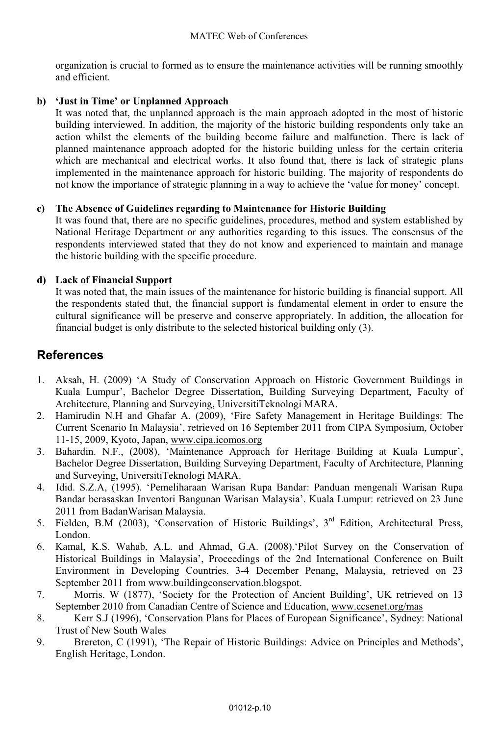organization is crucial to formed as to ensure the maintenance activities will be running smoothly and efficient.

**b) 'Just in Time' or Unplanned Approach**

It was noted that, the unplanned approach is the main approach adopted in the most of historic building interviewed. In addition, the majority of the historic building respondents only take an action whilst the elements of the building become failure and malfunction. There is lack of planned maintenance approach adopted for the historic building unless for the certain criteria which are mechanical and electrical works. It also found that, there is lack of strategic plans implemented in the maintenance approach for historic building. The majority of respondents do not know the importance of strategic planning in a way to achieve the 'value for money' concept.

**c) The Absence of Guidelines regarding to Maintenance for Historic Building**

It was found that, there are no specific guidelines, procedures, method and system established by National Heritage Department or any authorities regarding to this issues. The consensus of the respondents interviewed stated that they do not know and experienced to maintain and manage the historic building with the specific procedure.

**d) Lack of Financial Support**

It was noted that, the main issues of the maintenance for historic building is financial support. All the respondents stated that, the financial support is fundamental element in order to ensure the cultural significance will be preserve and conserve appropriately. In addition, the allocation for financial budget is only distribute to the selected historical building only (3).

## References

1. Aksah, H. (2009) 'A Study of Conservation Approach on Historic Government Buildings in Kuala Lumpur', Bachelor Degree Dissertation, Building Surveying Department, Faculty of Architecture, Planning and Surveying, UniversitiTeknologi MARA.
2. Hamirudin N.H and Ghafar A. (2009), 'Fire Safety Management in Heritage Buildings: The Current Scenario In Malaysia', retrieved on 16 September 2011 from CIPA Symposium, October 11-15, 2009, Kyoto, Japan, www.cipa.icomos.org
3. Bahardin. N.F., (2008), 'Maintenance Approach for Heritage Building at Kuala Lumpur', Bachelor Degree Dissertation, Building Surveying Department, Faculty of Architecture, Planning and Surveying, UniversitiTeknologi MARA.
4. Idid. S.Z.A, (1995). 'Pemeliharaan Warisan Rupa Bandar: Panduan mengenali Warisan Rupa Bandar berasaskan Inventori Bangunan Warisan Malaysia'. Kuala Lumpur: retrieved on 23 June 2011 from BadanWarisan Malaysia.
5. Fielden, B.M (2003), 'Conservation of Historic Buildings', 3rd Edition, Architectural Press, London.
6. Kamal, K.S. Wahab, A.L. and Ahmad, G.A. (2008).'Pilot Survey on the Conservation of Historical Buildings in Malaysia', Proceedings of the 2nd International Conference on Built Environment in Developing Countries. 3-4 December Penang, Malaysia, retrieved on 23 September 2011 from www.buildingconservation.blogspot.
7. Morris. W (1877), 'Society for the Protection of Ancient Building', UK retrieved on 13 September 2010 from Canadian Centre of Science and Education, www.ccsenet.org/mas
8. Kerr S.J (1996), 'Conservation Plans for Places of European Significance', Sydney: National Trust of New South Wales
9. Brereton, C (1991), 'The Repair of Historic Buildings: Advice on Principles and Methods', English Heritage, London.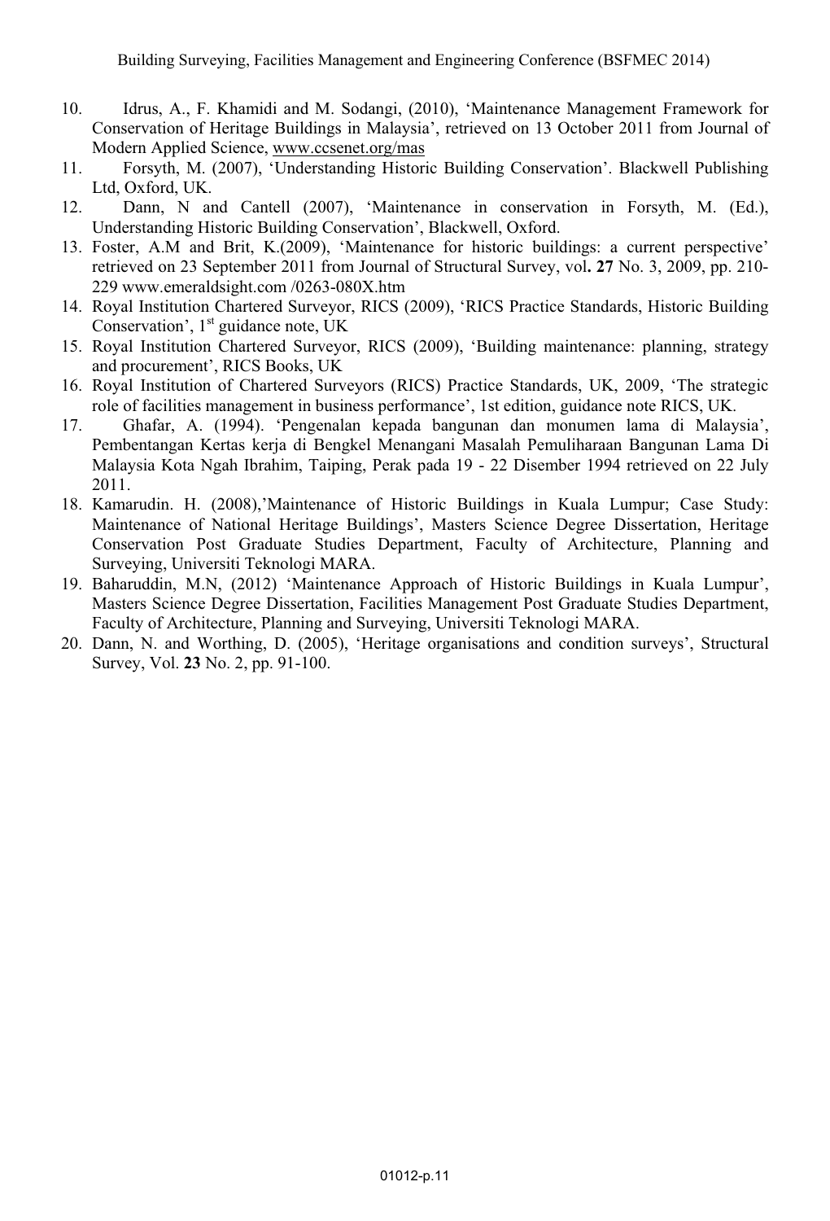10. Idrus, A., F. Khamidi and M. Sodangi, (2010), 'Maintenance Management Framework for Conservation of Heritage Buildings in Malaysia', retrieved on 13 October 2011 from Journal of Modern Applied Science, www.ccsenet.org/mas
11. Forsyth, M. (2007), 'Understanding Historic Building Conservation'. Blackwell Publishing Ltd, Oxford, UK.
12. Dann, N and Cantell (2007), 'Maintenance in conservation in Forsyth, M. (Ed.), Understanding Historic Building Conservation', Blackwell, Oxford.
13. Foster, A.M and Brit, K.(2009), 'Maintenance for historic buildings: a current perspective' retrieved on 23 September 2011 from Journal of Structural Survey, vol**. 27** No. 3, 2009, pp. 210-229 www.emeraldsight.com /0263-080X.htm
14. Royal Institution Chartered Surveyor, RICS (2009), 'RICS Practice Standards, Historic Building Conservation', 1st guidance note, UK
15. Royal Institution Chartered Surveyor, RICS (2009), 'Building maintenance: planning, strategy and procurement', RICS Books, UK
16. Royal Institution of Chartered Surveyors (RICS) Practice Standards, UK, 2009, 'The strategic role of facilities management in business performance', 1st edition, guidance note RICS, UK.
17. Ghafar, A. (1994). 'Pengenalan kepada bangunan dan monumen lama di Malaysia', Pembentangan Kertas kerja di Bengkel Menangani Masalah Pemuliharaan Bangunan Lama Di Malaysia Kota Ngah Ibrahim, Taiping, Perak pada 19 - 22 Disember 1994 retrieved on 22 July 2011.
18. Kamarudin. H. (2008),'Maintenance of Historic Buildings in Kuala Lumpur; Case Study: Maintenance of National Heritage Buildings', Masters Science Degree Dissertation, Heritage Conservation Post Graduate Studies Department, Faculty of Architecture, Planning and Surveying, Universiti Teknologi MARA.
19. Baharuddin, M.N, (2012) 'Maintenance Approach of Historic Buildings in Kuala Lumpur', Masters Science Degree Dissertation, Facilities Management Post Graduate Studies Department, Faculty of Architecture, Planning and Surveying, Universiti Teknologi MARA.
20. Dann, N. and Worthing, D. (2005), 'Heritage organisations and condition surveys', Structural Survey, Vol. **23** No. 2, pp. 91-100.